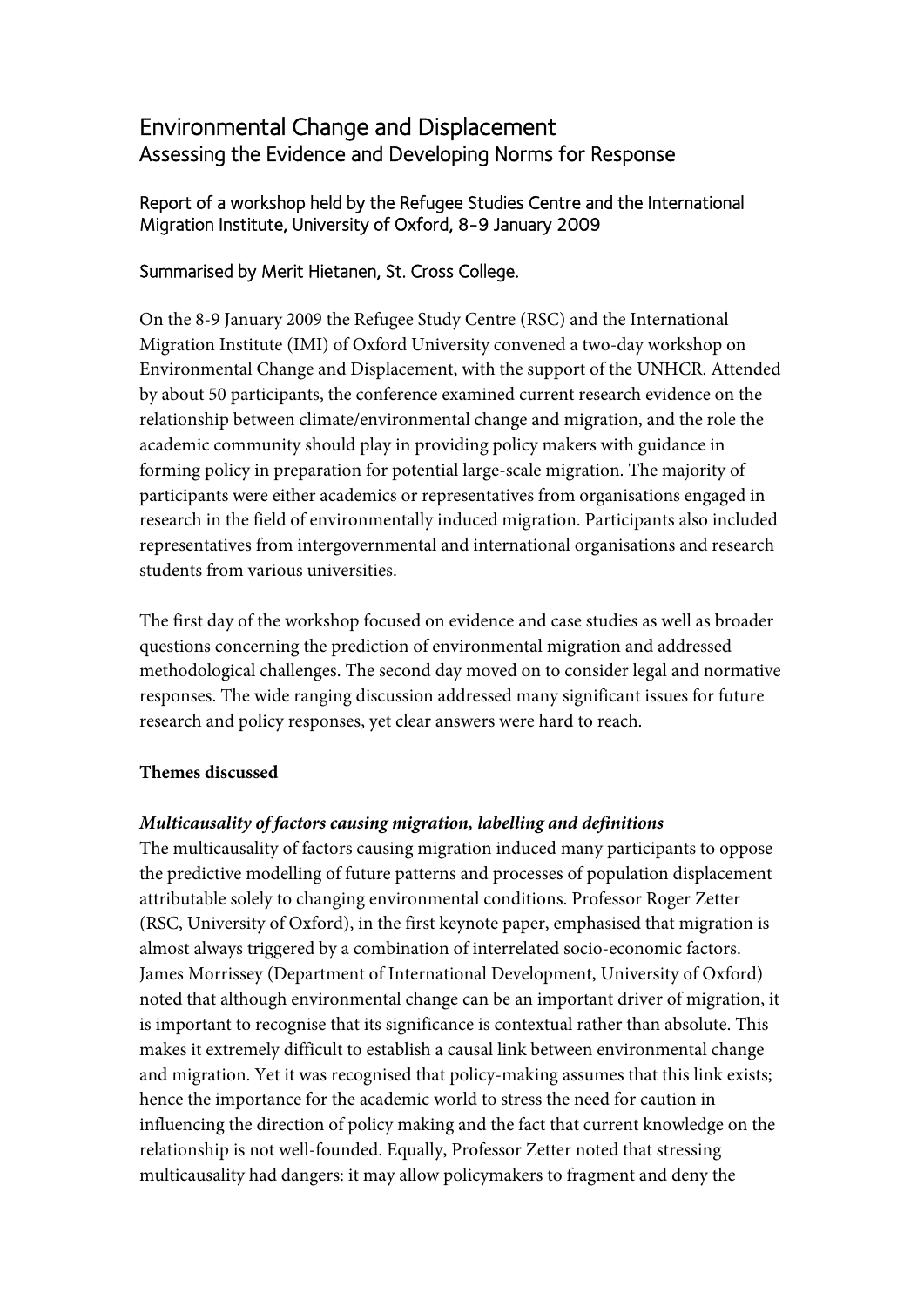# Environmental Change and Displacement
## Assessing the Evidence and Developing Norms for Response

Report of a workshop held by the Refugee Studies Centre and the International Migration Institute, University of Oxford, 8-9 January 2009

Summarised by Merit Hietanen, St. Cross College.

On the 8-9 January 2009 the Refugee Study Centre (RSC) and the International Migration Institute (IMI) of Oxford University convened a two-day workshop on Environmental Change and Displacement, with the support of the UNHCR. Attended by about 50 participants, the conference examined current research evidence on the relationship between climate/environmental change and migration, and the role the academic community should play in providing policy makers with guidance in forming policy in preparation for potential large-scale migration. The majority of participants were either academics or representatives from organisations engaged in research in the field of environmentally induced migration. Participants also included representatives from intergovernmental and international organisations and research students from various universities.

The first day of the workshop focused on evidence and case studies as well as broader questions concerning the prediction of environmental migration and addressed methodological challenges. The second day moved on to consider legal and normative responses. The wide ranging discussion addressed many significant issues for future research and policy responses, yet clear answers were hard to reach.

**Themes discussed**

***Multicausality of factors causing migration, labelling and definitions***

The multicausality of factors causing migration induced many participants to oppose the predictive modelling of future patterns and processes of population displacement attributable solely to changing environmental conditions. Professor Roger Zetter (RSC, University of Oxford), in the first keynote paper, emphasised that migration is almost always triggered by a combination of interrelated socio-economic factors. James Morrissey (Department of International Development, University of Oxford) noted that although environmental change can be an important driver of migration, it is important to recognise that its significance is contextual rather than absolute. This makes it extremely difficult to establish a causal link between environmental change and migration. Yet it was recognised that policy-making assumes that this link exists; hence the importance for the academic world to stress the need for caution in influencing the direction of policy making and the fact that current knowledge on the relationship is not well-founded. Equally, Professor Zetter noted that stressing multicausality had dangers: it may allow policymakers to fragment and deny the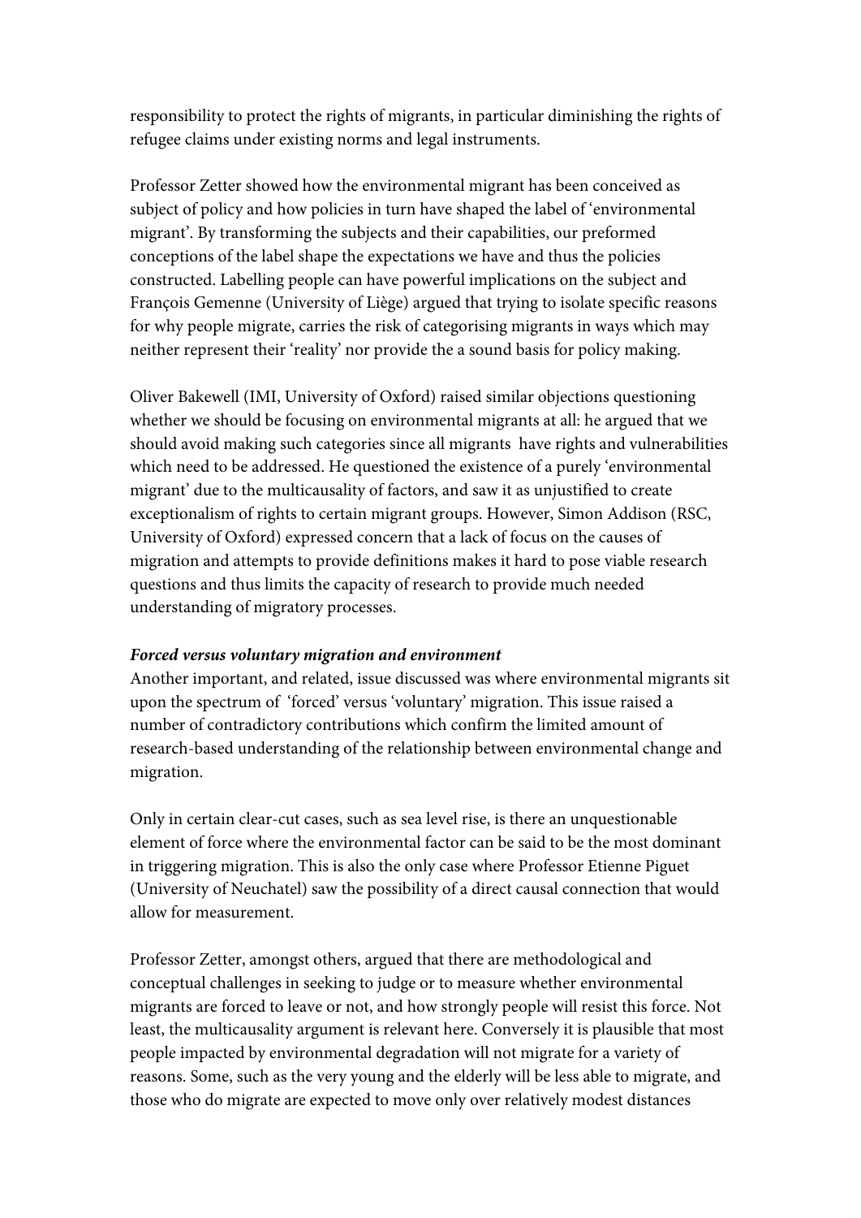responsibility to protect the rights of migrants, in particular diminishing the rights of refugee claims under existing norms and legal instruments.

Professor Zetter showed how the environmental migrant has been conceived as subject of policy and how policies in turn have shaped the label of 'environmental migrant'. By transforming the subjects and their capabilities, our preformed conceptions of the label shape the expectations we have and thus the policies constructed. Labelling people can have powerful implications on the subject and François Gemenne (University of Liège) argued that trying to isolate specific reasons for why people migrate, carries the risk of categorising migrants in ways which may neither represent their 'reality' nor provide the a sound basis for policy making.

Oliver Bakewell (IMI, University of Oxford) raised similar objections questioning whether we should be focusing on environmental migrants at all: he argued that we should avoid making such categories since all migrants have rights and vulnerabilities which need to be addressed. He questioned the existence of a purely 'environmental migrant' due to the multicausality of factors, and saw it as unjustified to create exceptionalism of rights to certain migrant groups. However, Simon Addison (RSC, University of Oxford) expressed concern that a lack of focus on the causes of migration and attempts to provide definitions makes it hard to pose viable research questions and thus limits the capacity of research to provide much needed understanding of migratory processes.

***Forced versus voluntary migration and environment***

Another important, and related, issue discussed was where environmental migrants sit upon the spectrum of 'forced' versus 'voluntary' migration. This issue raised a number of contradictory contributions which confirm the limited amount of research-based understanding of the relationship between environmental change and migration.

Only in certain clear-cut cases, such as sea level rise, is there an unquestionable element of force where the environmental factor can be said to be the most dominant in triggering migration. This is also the only case where Professor Etienne Piguet (University of Neuchatel) saw the possibility of a direct causal connection that would allow for measurement.

Professor Zetter, amongst others, argued that there are methodological and conceptual challenges in seeking to judge or to measure whether environmental migrants are forced to leave or not, and how strongly people will resist this force. Not least, the multicausality argument is relevant here. Conversely it is plausible that most people impacted by environmental degradation will not migrate for a variety of reasons. Some, such as the very young and the elderly will be less able to migrate, and those who do migrate are expected to move only over relatively modest distances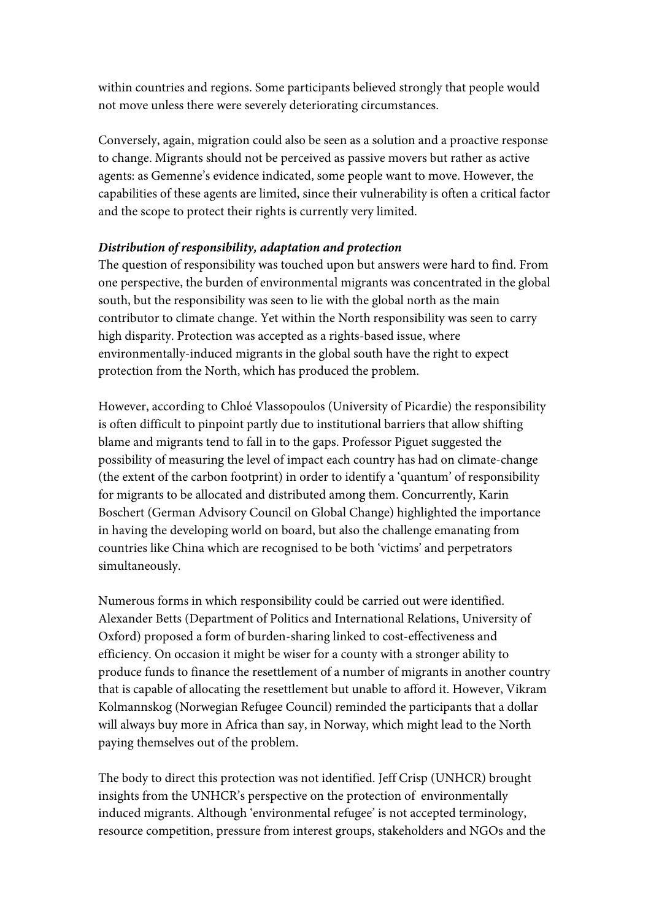within countries and regions. Some participants believed strongly that people would not move unless there were severely deteriorating circumstances.

Conversely, again, migration could also be seen as a solution and a proactive response to change. Migrants should not be perceived as passive movers but rather as active agents: as Gemenne's evidence indicated, some people want to move. However, the capabilities of these agents are limited, since their vulnerability is often a critical factor and the scope to protect their rights is currently very limited.

***Distribution of responsibility, adaptation and protection***

The question of responsibility was touched upon but answers were hard to find. From one perspective, the burden of environmental migrants was concentrated in the global south, but the responsibility was seen to lie with the global north as the main contributor to climate change. Yet within the North responsibility was seen to carry high disparity. Protection was accepted as a rights-based issue, where environmentally-induced migrants in the global south have the right to expect protection from the North, which has produced the problem.

However, according to Chloé Vlassopoulos (University of Picardie) the responsibility is often difficult to pinpoint partly due to institutional barriers that allow shifting blame and migrants tend to fall in to the gaps. Professor Piguet suggested the possibility of measuring the level of impact each country has had on climate-change (the extent of the carbon footprint) in order to identify a 'quantum' of responsibility for migrants to be allocated and distributed among them. Concurrently, Karin Boschert (German Advisory Council on Global Change) highlighted the importance in having the developing world on board, but also the challenge emanating from countries like China which are recognised to be both 'victims' and perpetrators simultaneously.

Numerous forms in which responsibility could be carried out were identified. Alexander Betts (Department of Politics and International Relations, University of Oxford) proposed a form of burden-sharing linked to cost-effectiveness and efficiency. On occasion it might be wiser for a county with a stronger ability to produce funds to finance the resettlement of a number of migrants in another country that is capable of allocating the resettlement but unable to afford it. However, Vikram Kolmannskog (Norwegian Refugee Council) reminded the participants that a dollar will always buy more in Africa than say, in Norway, which might lead to the North paying themselves out of the problem.

The body to direct this protection was not identified. Jeff Crisp (UNHCR) brought insights from the UNHCR's perspective on the protection of environmentally induced migrants. Although 'environmental refugee' is not accepted terminology, resource competition, pressure from interest groups, stakeholders and NGOs and the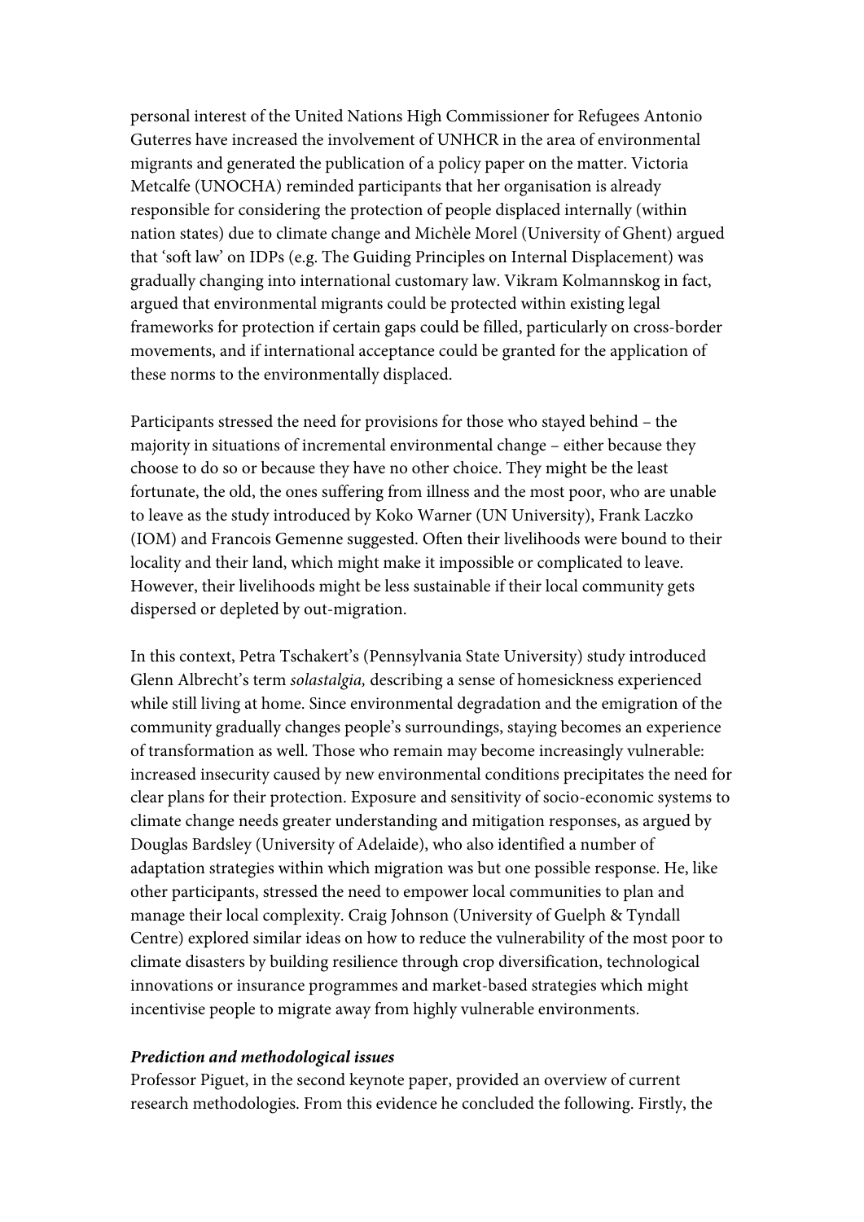personal interest of the United Nations High Commissioner for Refugees Antonio Guterres have increased the involvement of UNHCR in the area of environmental migrants and generated the publication of a policy paper on the matter. Victoria Metcalfe (UNOCHA) reminded participants that her organisation is already responsible for considering the protection of people displaced internally (within nation states) due to climate change and Michèle Morel (University of Ghent) argued that 'soft law' on IDPs (e.g. The Guiding Principles on Internal Displacement) was gradually changing into international customary law. Vikram Kolmannskog in fact, argued that environmental migrants could be protected within existing legal frameworks for protection if certain gaps could be filled, particularly on cross-border movements, and if international acceptance could be granted for the application of these norms to the environmentally displaced.

Participants stressed the need for provisions for those who stayed behind – the majority in situations of incremental environmental change – either because they choose to do so or because they have no other choice. They might be the least fortunate, the old, the ones suffering from illness and the most poor, who are unable to leave as the study introduced by Koko Warner (UN University), Frank Laczko (IOM) and Francois Gemenne suggested. Often their livelihoods were bound to their locality and their land, which might make it impossible or complicated to leave. However, their livelihoods might be less sustainable if their local community gets dispersed or depleted by out-migration.

In this context, Petra Tschakert's (Pennsylvania State University) study introduced Glenn Albrecht's term *solastalgia,* describing a sense of homesickness experienced while still living at home. Since environmental degradation and the emigration of the community gradually changes people's surroundings, staying becomes an experience of transformation as well. Those who remain may become increasingly vulnerable: increased insecurity caused by new environmental conditions precipitates the need for clear plans for their protection. Exposure and sensitivity of socio-economic systems to climate change needs greater understanding and mitigation responses, as argued by Douglas Bardsley (University of Adelaide), who also identified a number of adaptation strategies within which migration was but one possible response. He, like other participants, stressed the need to empower local communities to plan and manage their local complexity. Craig Johnson (University of Guelph & Tyndall Centre) explored similar ideas on how to reduce the vulnerability of the most poor to climate disasters by building resilience through crop diversification, technological innovations or insurance programmes and market-based strategies which might incentivise people to migrate away from highly vulnerable environments.

***Prediction and methodological issues***

Professor Piguet, in the second keynote paper, provided an overview of current research methodologies. From this evidence he concluded the following. Firstly, the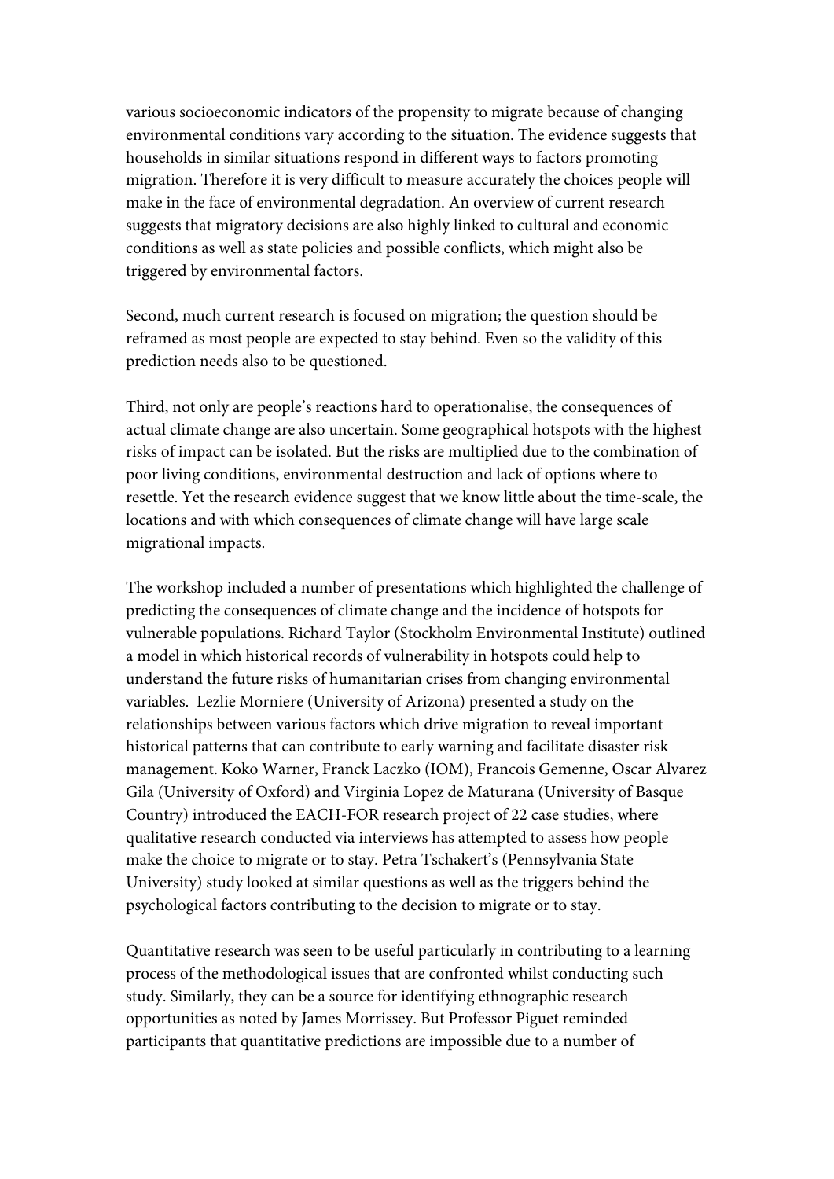various socioeconomic indicators of the propensity to migrate because of changing environmental conditions vary according to the situation. The evidence suggests that households in similar situations respond in different ways to factors promoting migration. Therefore it is very difficult to measure accurately the choices people will make in the face of environmental degradation. An overview of current research suggests that migratory decisions are also highly linked to cultural and economic conditions as well as state policies and possible conflicts, which might also be triggered by environmental factors.

Second, much current research is focused on migration; the question should be reframed as most people are expected to stay behind. Even so the validity of this prediction needs also to be questioned.

Third, not only are people's reactions hard to operationalise, the consequences of actual climate change are also uncertain. Some geographical hotspots with the highest risks of impact can be isolated. But the risks are multiplied due to the combination of poor living conditions, environmental destruction and lack of options where to resettle. Yet the research evidence suggest that we know little about the time-scale, the locations and with which consequences of climate change will have large scale migrational impacts.

The workshop included a number of presentations which highlighted the challenge of predicting the consequences of climate change and the incidence of hotspots for vulnerable populations. Richard Taylor (Stockholm Environmental Institute) outlined a model in which historical records of vulnerability in hotspots could help to understand the future risks of humanitarian crises from changing environmental variables. Lezlie Morniere (University of Arizona) presented a study on the relationships between various factors which drive migration to reveal important historical patterns that can contribute to early warning and facilitate disaster risk management. Koko Warner, Franck Laczko (IOM), Francois Gemenne, Oscar Alvarez Gila (University of Oxford) and Virginia Lopez de Maturana (University of Basque Country) introduced the EACH-FOR research project of 22 case studies, where qualitative research conducted via interviews has attempted to assess how people make the choice to migrate or to stay. Petra Tschakert's (Pennsylvania State University) study looked at similar questions as well as the triggers behind the psychological factors contributing to the decision to migrate or to stay.

Quantitative research was seen to be useful particularly in contributing to a learning process of the methodological issues that are confronted whilst conducting such study. Similarly, they can be a source for identifying ethnographic research opportunities as noted by James Morrissey. But Professor Piguet reminded participants that quantitative predictions are impossible due to a number of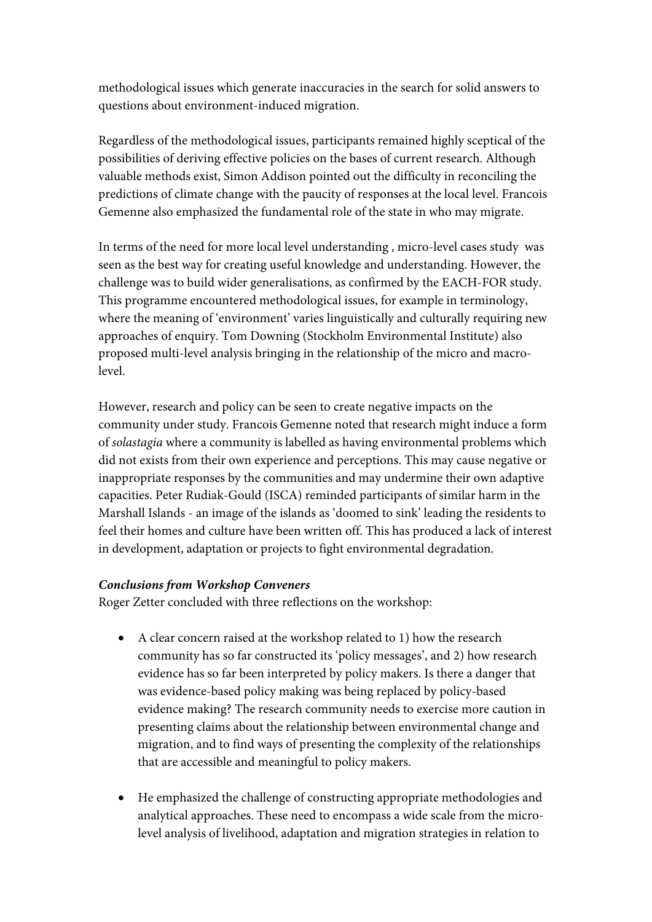methodological issues which generate inaccuracies in the search for solid answers to questions about environment-induced migration.

Regardless of the methodological issues, participants remained highly sceptical of the possibilities of deriving effective policies on the bases of current research. Although valuable methods exist, Simon Addison pointed out the difficulty in reconciling the predictions of climate change with the paucity of responses at the local level. Francois Gemenne also emphasized the fundamental role of the state in who may migrate.

In terms of the need for more local level understanding , micro-level cases study was seen as the best way for creating useful knowledge and understanding. However, the challenge was to build wider generalisations, as confirmed by the EACH-FOR study. This programme encountered methodological issues, for example in terminology, where the meaning of 'environment' varies linguistically and culturally requiring new approaches of enquiry. Tom Downing (Stockholm Environmental Institute) also proposed multi-level analysis bringing in the relationship of the micro and macro-level.

However, research and policy can be seen to create negative impacts on the community under study. Francois Gemenne noted that research might induce a form of *solastagia* where a community is labelled as having environmental problems which did not exists from their own experience and perceptions. This may cause negative or inappropriate responses by the communities and may undermine their own adaptive capacities. Peter Rudiak-Gould (ISCA) reminded participants of similar harm in the Marshall Islands - an image of the islands as 'doomed to sink' leading the residents to feel their homes and culture have been written off. This has produced a lack of interest in development, adaptation or projects to fight environmental degradation.

***Conclusions from Workshop Conveners***

Roger Zetter concluded with three reflections on the workshop:

- A clear concern raised at the workshop related to 1) how the research community has so far constructed its 'policy messages', and 2) how research evidence has so far been interpreted by policy makers. Is there a danger that was evidence-based policy making was being replaced by policy-based evidence making? The research community needs to exercise more caution in presenting claims about the relationship between environmental change and migration, and to find ways of presenting the complexity of the relationships that are accessible and meaningful to policy makers.

- He emphasized the challenge of constructing appropriate methodologies and analytical approaches. These need to encompass a wide scale from the micro-level analysis of livelihood, adaptation and migration strategies in relation to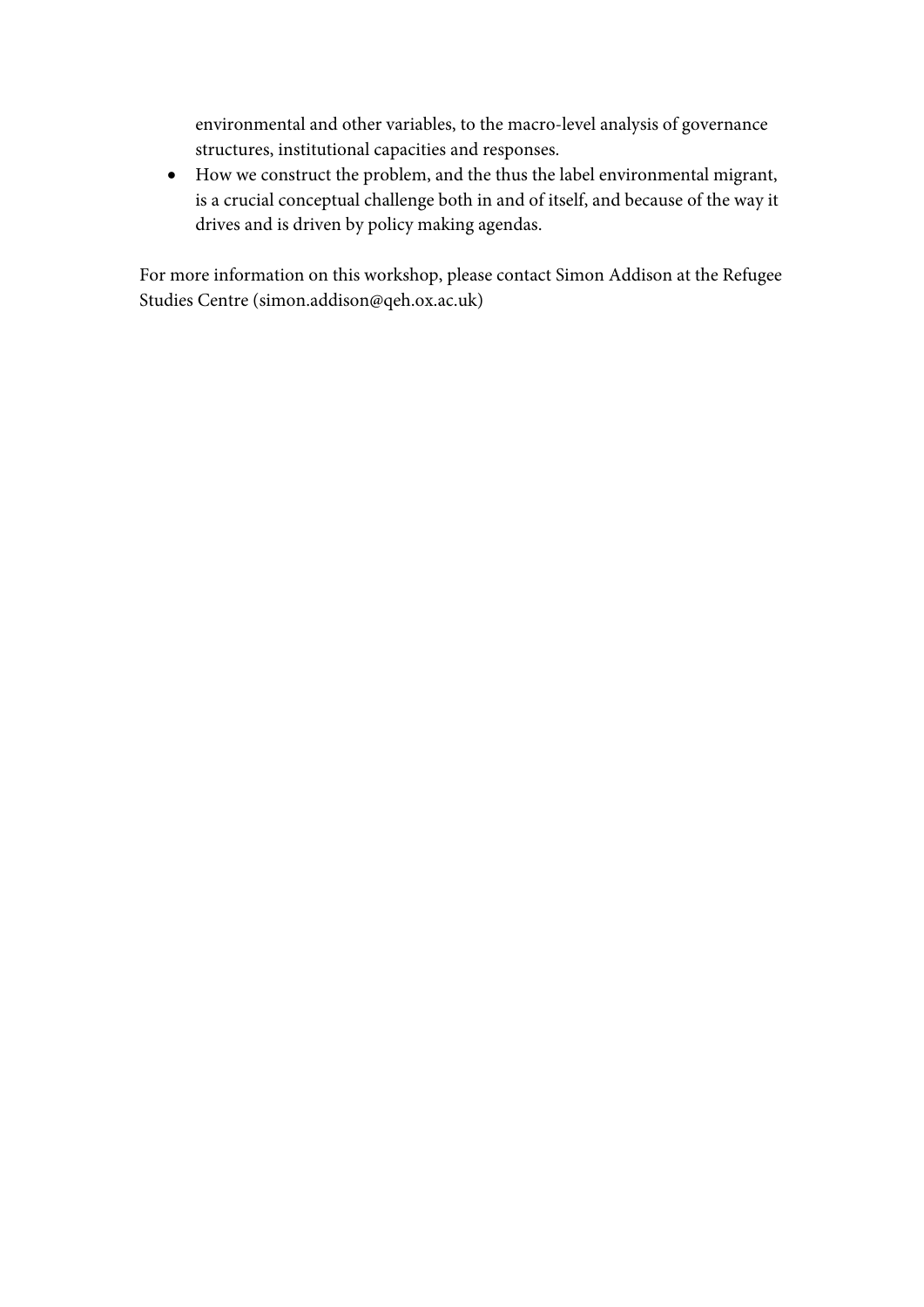environmental and other variables, to the macro-level analysis of governance structures, institutional capacities and responses.

- How we construct the problem, and the thus the label environmental migrant, is a crucial conceptual challenge both in and of itself, and because of the way it drives and is driven by policy making agendas.

For more information on this workshop, please contact Simon Addison at the Refugee Studies Centre (simon.addison@qeh.ox.ac.uk)